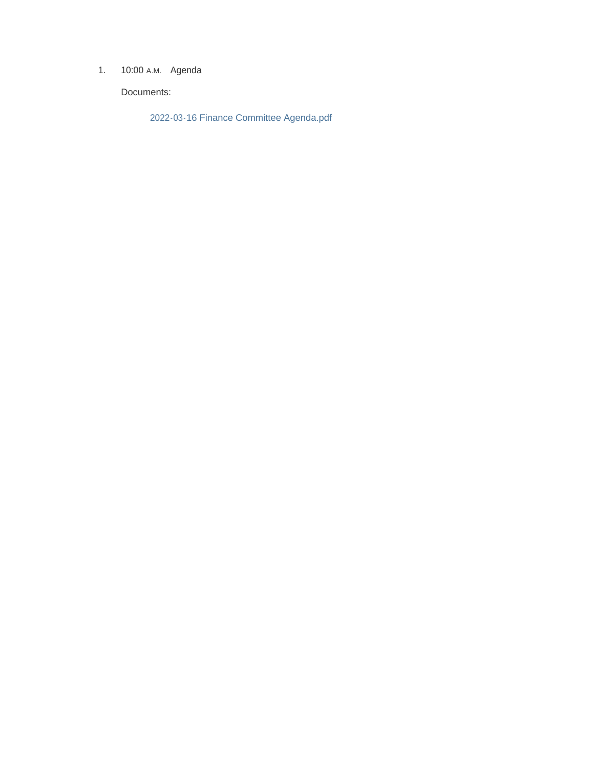1. 10:00 A.M. Agenda

   Documents:

   2022-03-16 Finance Committee Agenda.pdf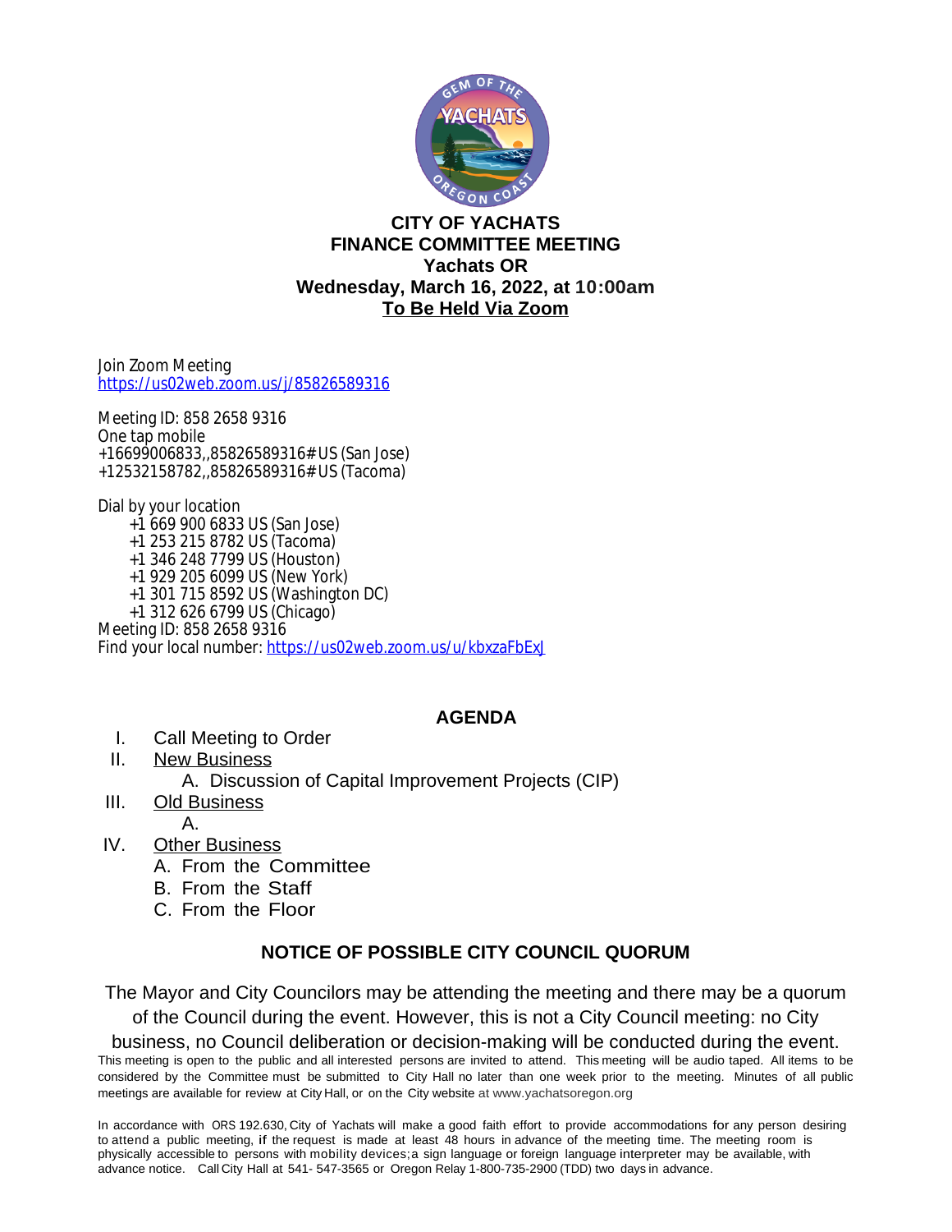# CITY OF YACHATS
# FINANCE COMMITTEE MEETING
## Yachats OR
## Wednesday, March 16, 2022, at 10:00am
## To Be Held Via Zoom

Join Zoom Meeting
https://us02web.zoom.us/j/85826589316

Meeting ID: 858 2658 9316
One tap mobile
+16699006833,,85826589316# US (San Jose)
+12532158782,,85826589316# US (Tacoma)

Dial by your location
- +1 669 900 6833 US (San Jose)
- +1 253 215 8782 US (Tacoma)
- +1 346 248 7799 US (Houston)
- +1 929 205 6099 US (New York)
- +1 301 715 8592 US (Washington DC)
- +1 312 626 6799 US (Chicago)

Meeting ID: 858 2658 9316
Find your local number: https://us02web.zoom.us/u/kbxzaFbExJ

## AGENDA

I. Call Meeting to Order

II. New Business
  - A. Discussion of Capital Improvement Projects (CIP)

III. Old Business
  - A.

IV. Other Business
  - A. From the Committee
  - B. From the Staff
  - C. From the Floor

## NOTICE OF POSSIBLE CITY COUNCIL QUORUM

The Mayor and City Councilors may be attending the meeting and there may be a quorum of the Council during the event. However, this is not a City Council meeting: no City business, no Council deliberation or decision-making will be conducted during the event.

This meeting is open to the public and all interested persons are invited to attend. This meeting will be audio taped. All items to be considered by the Committee must be submitted to City Hall no later than one week prior to the meeting. Minutes of all public meetings are available for review at City Hall, or on the City website at www.yachatsoregon.org

In accordance with ORS 192.630, City of Yachats will make a good faith effort to provide accommodations for any person desiring to attend a public meeting, if the request is made at least 48 hours in advance of the meeting time. The meeting room is physically accessible to persons with mobility devices; a sign language or foreign language interpreter may be available, with advance notice. Call City Hall at 541- 547-3565 or Oregon Relay 1-800-735-2900 (TDD) two days in advance.